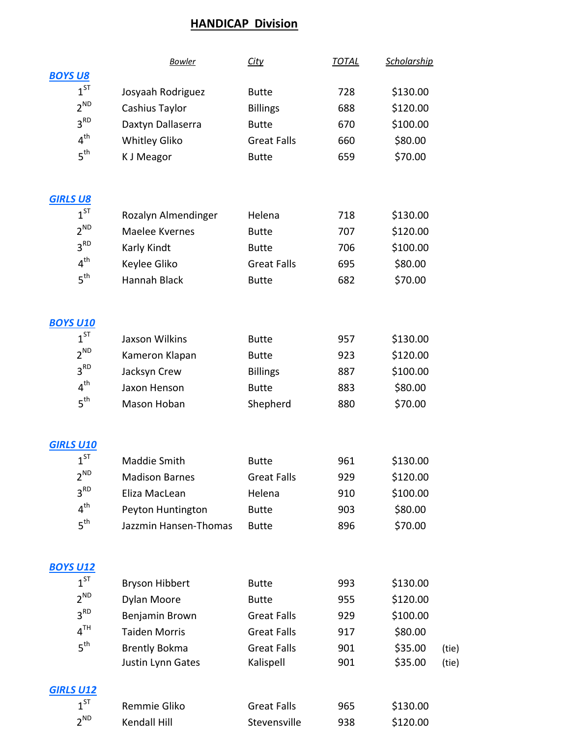# HANDICAP Division

| | Bowler | City | TOTAL | Scholarship | |
|---|---|---|---|---|---|
| **BOYS U8** | | | | | |
| 1ST | Josyaah Rodriguez | Butte | 728 | $130.00 | |
| 2ND | Cashius Taylor | Billings | 688 | $120.00 | |
| 3RD | Daxtyn Dallaserra | Butte | 670 | $100.00 | |
| 4th | Whitley Gliko | Great Falls | 660 | $80.00 | |
| 5th | K J Meagor | Butte | 659 | $70.00 | |
| **GIRLS U8** | | | | | |
| 1ST | Rozalyn Almendinger | Helena | 718 | $130.00 | |
| 2ND | Maelee Kvernes | Butte | 707 | $120.00 | |
| 3RD | Karly Kindt | Butte | 706 | $100.00 | |
| 4th | Keylee Gliko | Great Falls | 695 | $80.00 | |
| 5th | Hannah Black | Butte | 682 | $70.00 | |
| **BOYS U10** | | | | | |
| 1ST | Jaxson Wilkins | Butte | 957 | $130.00 | |
| 2ND | Kameron Klapan | Butte | 923 | $120.00 | |
| 3RD | Jacksyn Crew | Billings | 887 | $100.00 | |
| 4th | Jaxon Henson | Butte | 883 | $80.00 | |
| 5th | Mason Hoban | Shepherd | 880 | $70.00 | |
| **GIRLS U10** | | | | | |
| 1ST | Maddie Smith | Butte | 961 | $130.00 | |
| 2ND | Madison Barnes | Great Falls | 929 | $120.00 | |
| 3RD | Eliza MacLean | Helena | 910 | $100.00 | |
| 4th | Peyton Huntington | Butte | 903 | $80.00 | |
| 5th | Jazzmin Hansen-Thomas | Butte | 896 | $70.00 | |
| **BOYS U12** | | | | | |
| 1ST | Bryson Hibbert | Butte | 993 | $130.00 | |
| 2ND | Dylan Moore | Butte | 955 | $120.00 | |
| 3RD | Benjamin Brown | Great Falls | 929 | $100.00 | |
| 4TH | Taiden Morris | Great Falls | 917 | $80.00 | |
| 5th | Brently Bokma | Great Falls | 901 | $35.00 | (tie) |
| | Justin Lynn Gates | Kalispell | 901 | $35.00 | (tie) |
| **GIRLS U12** | | | | | |
| 1ST | Remmie Gliko | Great Falls | 965 | $130.00 | |
| 2ND | Kendall Hill | Stevensville | 938 | $120.00 | |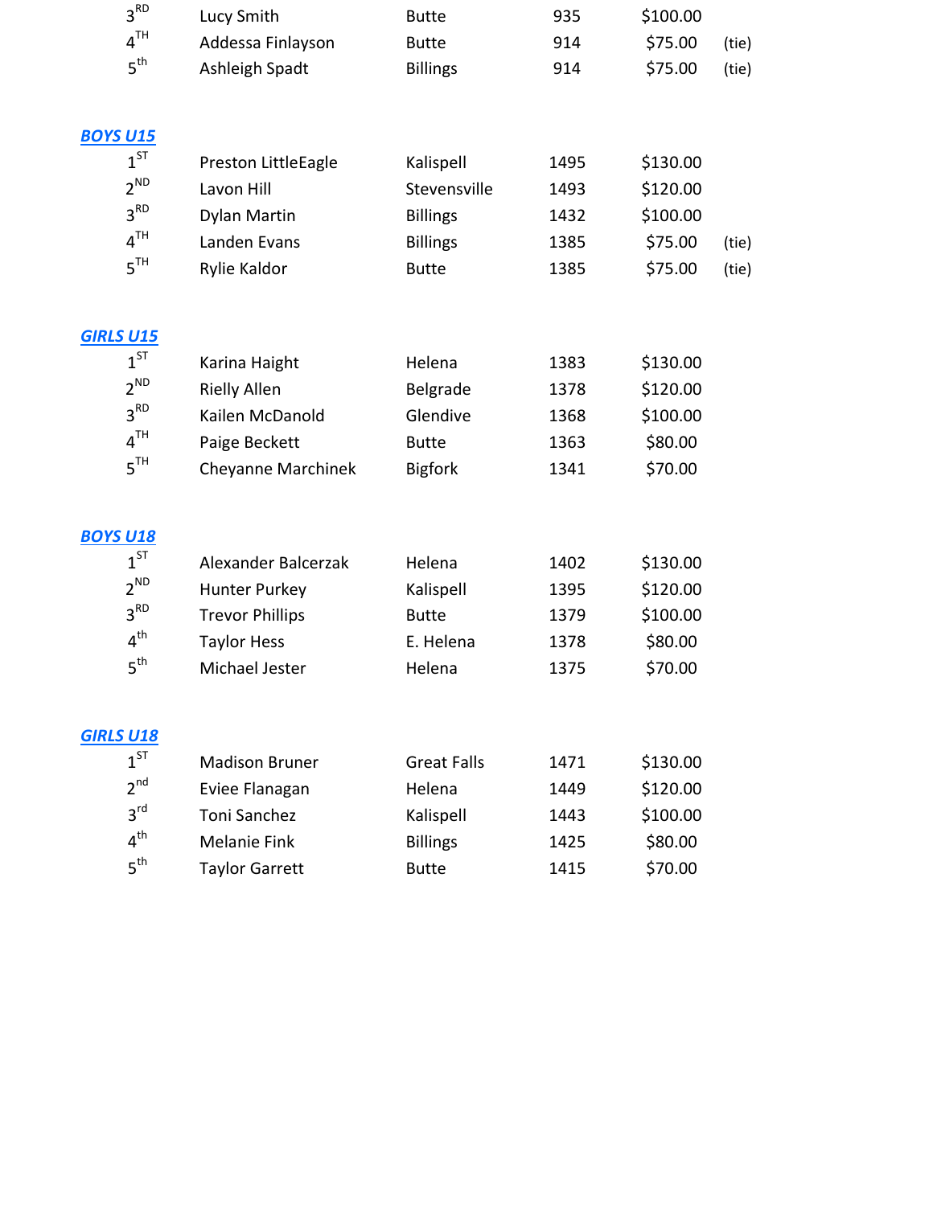| | | | | | |
|---|---|---|---|---|---|
| 3RD | Lucy Smith | Butte | 935 | $100.00 | |
| 4TH | Addessa Finlayson | Butte | 914 | $75.00 | (tie) |
| 5th | Ashleigh Spadt | Billings | 914 | $75.00 | (tie) |

## BOYS U15

| | | | | | |
|---|---|---|---|---|---|
| 1ST | Preston LittleEagle | Kalispell | 1495 | $130.00 | |
| 2ND | Lavon Hill | Stevensville | 1493 | $120.00 | |
| 3RD | Dylan Martin | Billings | 1432 | $100.00 | |
| 4TH | Landen Evans | Billings | 1385 | $75.00 | (tie) |
| 5TH | Rylie Kaldor | Butte | 1385 | $75.00 | (tie) |

## GIRLS U15

| | | | | |
|---|---|---|---|---|
| 1ST | Karina Haight | Helena | 1383 | $130.00 |
| 2ND | Rielly Allen | Belgrade | 1378 | $120.00 |
| 3RD | Kailen McDanold | Glendive | 1368 | $100.00 |
| 4TH | Paige Beckett | Butte | 1363 | $80.00 |
| 5TH | Cheyanne Marchinek | Bigfork | 1341 | $70.00 |

## BOYS U18

| | | | | |
|---|---|---|---|---|
| 1ST | Alexander Balcerzak | Helena | 1402 | $130.00 |
| 2ND | Hunter Purkey | Kalispell | 1395 | $120.00 |
| 3RD | Trevor Phillips | Butte | 1379 | $100.00 |
| 4th | Taylor Hess | E. Helena | 1378 | $80.00 |
| 5th | Michael Jester | Helena | 1375 | $70.00 |

## GIRLS U18

| | | | | |
|---|---|---|---|---|
| 1ST | Madison Bruner | Great Falls | 1471 | $130.00 |
| 2nd | Eviee Flanagan | Helena | 1449 | $120.00 |
| 3rd | Toni Sanchez | Kalispell | 1443 | $100.00 |
| 4th | Melanie Fink | Billings | 1425 | $80.00 |
| 5th | Taylor Garrett | Butte | 1415 | $70.00 |